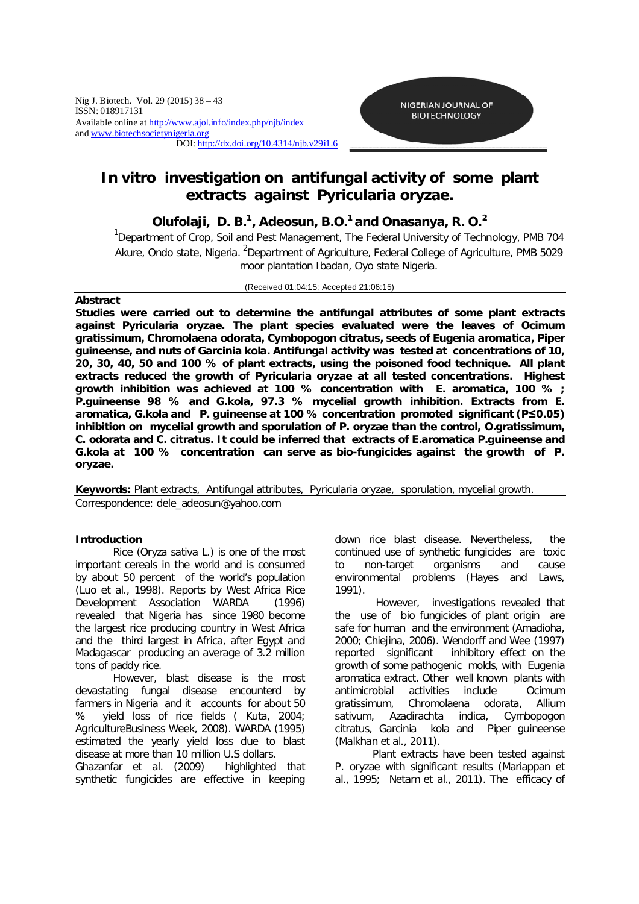# In vitro investigation on antifungal activity of some plant extracts against Pyricularia oryzae.

**Olufolaji, D. B.[1], Adeosun, B.O.[1] and Onasanya, R. O.[2]**

[1]Department of Crop, Soil and Pest Management, The Federal University of Technology, PMB 704 Akure, Ondo state, Nigeria. [2]Department of Agriculture, Federal College of Agriculture, PMB 5029 moor plantation Ibadan, Oyo state Nigeria.

(Received 01:04:15; Accepted 21:06:15)

**Abstract**

**Studies were carried out to determine the antifungal attributes of some plant extracts against Pyricularia oryzae. The plant species evaluated were the leaves of Ocimum gratissimum, Chromolaena odorata, Cymbopogon citratus, seeds of Eugenia aromatica, Piper guineense, and nuts of Garcinia kola. Antifungal activity was tested at concentrations of 10, 20, 30, 40, 50 and 100 % of plant extracts, using the poisoned food technique. All plant extracts reduced the growth of Pyricularia oryzae at all tested concentrations. Highest growth inhibition was achieved at 100 % concentration with E. aromatica, 100 % ; P.guineense 98 % and G.kola, 97.3 % mycelial growth inhibition. Extracts from E. aromatica, G.kola and P. guineense at 100 % concentration promoted significant (P≤0.05) inhibition on mycelial growth and sporulation of P. oryzae than the control, O.gratissimum, C. odorata and C. citratus. It could be inferred that extracts of E.aromatica P.guineense and G.kola at 100 % concentration can serve as bio-fungicides against the growth of P. oryzae.**

**Keywords:** Plant extracts, Antifungal attributes, Pyricularia oryzae, sporulation, mycelial growth.

Correspondence: dele_adeosun@yahoo.com

## Introduction

Rice (Oryza sativa L.) is one of the most important cereals in the world and is consumed by about 50 percent of the world's population (Luo et al., 1998). Reports by West Africa Rice Development Association WARDA (1996) revealed that Nigeria has since 1980 become the largest rice producing country in West Africa and the third largest in Africa, after Egypt and Madagascar producing an average of 3.2 million tons of paddy rice.

However, blast disease is the most devastating fungal disease encounterd by farmers in Nigeria and it accounts for about 50 % yield loss of rice fields ( Kuta, 2004; AgricultureBusiness Week, 2008). WARDA (1995) estimated the yearly yield loss due to blast disease at more than 10 million U.S dollars. Ghazanfar et al. (2009) highlighted that synthetic fungicides are effective in keeping down rice blast disease. Nevertheless, the continued use of synthetic fungicides are toxic to non-target organisms and cause environmental problems (Hayes and Laws, 1991).

However, investigations revealed that the use of bio fungicides of plant origin are safe for human and the environment (Amadioha, 2000; Chiejina, 2006). Wendorff and Wee (1997) reported significant inhibitory effect on the growth of some pathogenic molds, with Eugenia aromatica extract. Other well known plants with antimicrobial activities include Ocimum gratissimum, Chromolaena odorata, Allium sativum, Azadirachta indica, Cymbopogon citratus, Garcinia kola and Piper guineense (Malkhan et al., 2011).

Plant extracts have been tested against P. oryzae with significant results (Mariappan et al., 1995; Netam et al., 2011). The efficacy of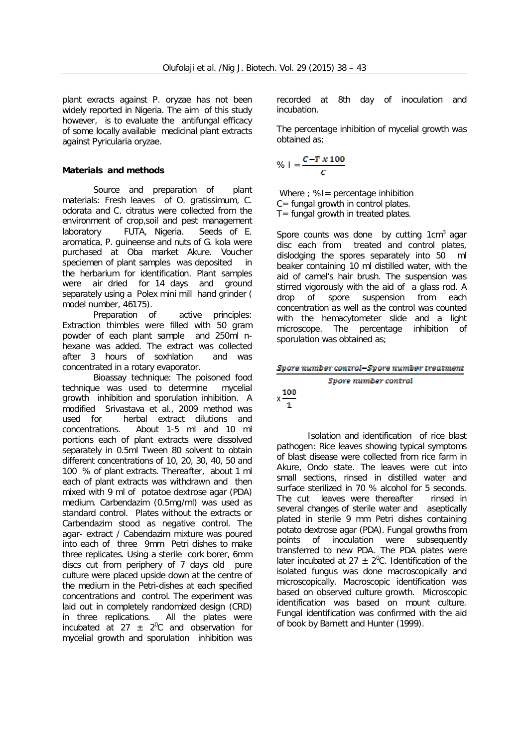plant exracts against P. oryzae has not been widely reported in Nigeria. The aim of this study however, is to evaluate the antifungal efficacy of some locally available medicinal plant extracts against Pyricularia oryzae.

## Materials and methods

Source and preparation of plant materials: Fresh leaves of O. gratissimum, C. odorata and C. citratus were collected from the environment of crop,soil and pest management laboratory FUTA, Nigeria. Seeds of E. aromatica, P. guineense and nuts of G. kola were purchased at Oba market Akure. Voucher speciemen of plant samples was deposited in the herbarium for identification. Plant samples were air dried for 14 days and ground separately using a Polex mini mill hand grinder ( model number, 46175).

Preparation of active principles: Extraction thimbles were filled with 50 gram powder of each plant sample and 250ml n-hexane was added. The extract was collected after 3 hours of soxhlation and was concentrated in a rotary evaporator.

Bioassay technique: The poisoned food technique was used to determine mycelial growth inhibition and sporulation inhibition. A modified Srivastava et al., 2009 method was used for herbal extract dilutions and concentrations. About 1-5 ml and 10 ml portions each of plant extracts were dissolved separately in 0.5ml Tween 80 solvent to obtain different concentrations of 10, 20, 30, 40, 50 and 100 % of plant extracts. Thereafter, about 1 ml each of plant extracts was withdrawn and then mixed with 9 ml of potatoe dextrose agar (PDA) medium. Carbendazim (0.5mg/ml) was used as standard control. Plates without the extracts or Carbendazim stood as negative control. The agar- extract / Cabendazim mixture was poured into each of three 9mm Petri dishes to make three replicates. Using a sterile cork borer, 6mm discs cut from periphery of 7 days old pure culture were placed upside down at the centre of the medium in the Petri-dishes at each specified concentrations and control. The experiment was laid out in completely randomized design (CRD) in three replications. All the plates were incubated at 27 ± 2$^0$C and observation for mycelial growth and sporulation inhibition was recorded at 8th day of inoculation and incubation.

The percentage inhibition of mycelial growth was obtained as;

$$\% \text{ I} = \frac{C - T \times 100}{C}$$

Where ; %I= percentage inhibition
C= fungal growth in control plates.
T= fungal growth in treated plates.

Spore counts was done by cutting 1cm$^3$ agar disc each from treated and control plates, dislodging the spores separately into 50 ml beaker containing 10 ml distilled water, with the aid of camel's hair brush. The suspension was stirred vigorously with the aid of a glass rod. A drop of spore suspension from each concentration as well as the control was counted with the hemacytometer slide and a light microscope. The percentage inhibition of sporulation was obtained as;

$$\frac{\text{Spore number control} - \text{Spore number treatment}}{\text{Spore number control}} \times \frac{100}{1}$$

Isolation and identification of rice blast pathogen: Rice leaves showing typical symptoms of blast disease were collected from rice farm in Akure, Ondo state. The leaves were cut into small sections, rinsed in distilled water and surface sterilized in 70 % alcohol for 5 seconds. The cut leaves were thereafter rinsed in several changes of sterile water and aseptically plated in sterile 9 mm Petri dishes containing potato dextrose agar (PDA). Fungal growths from points of inoculation were subsequently transferred to new PDA. The PDA plates were later incubated at 27 ± 2$^0$C. Identification of the isolated fungus was done macroscopically and microscopically. Macroscopic identification was based on observed culture growth. Microscopic identification was based on mount culture. Fungal identification was confirmed with the aid of book by Barnett and Hunter (1999).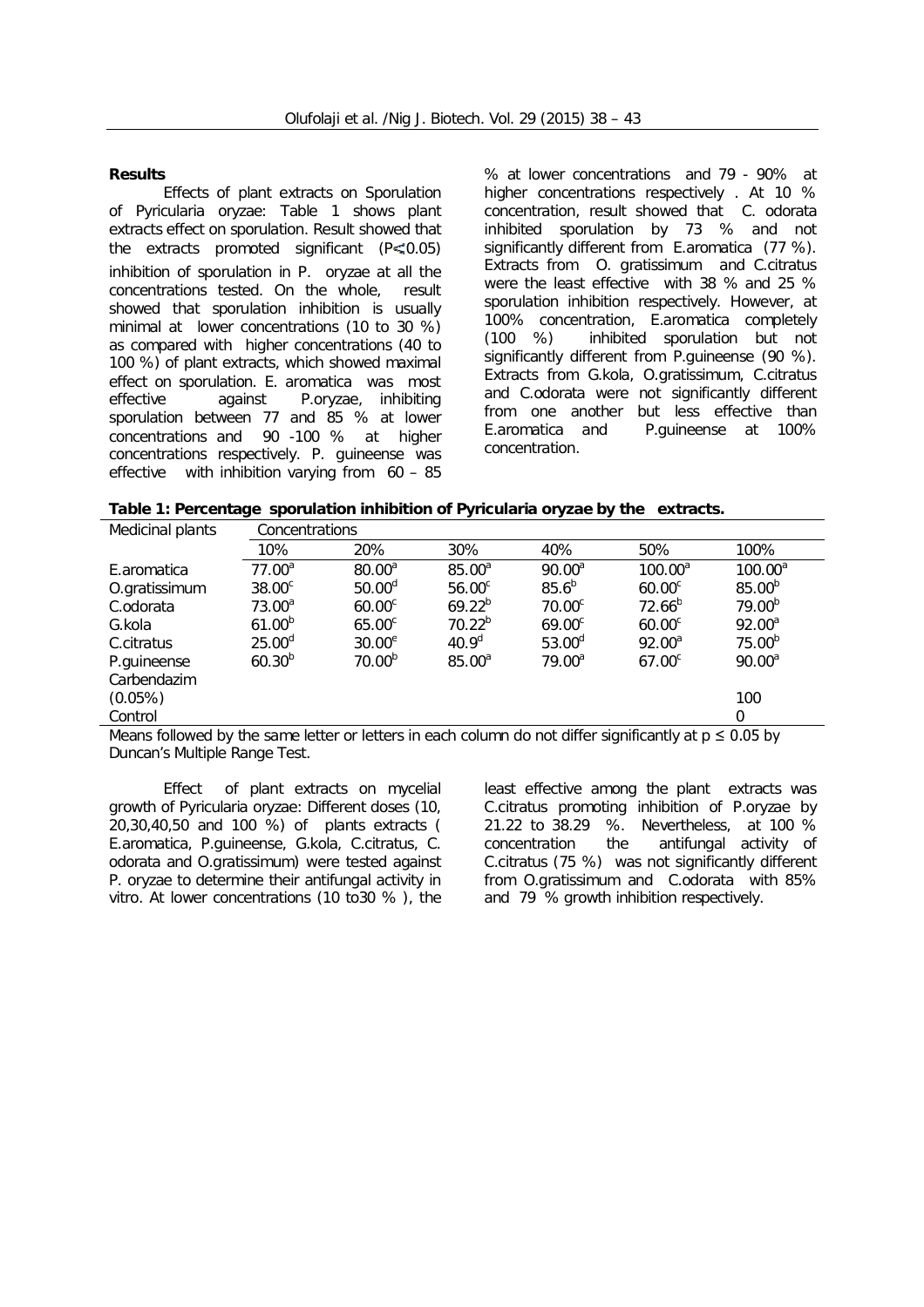## Results

Effects of plant extracts on Sporulation of Pyricularia oryzae: Table 1 shows plant extracts effect on sporulation. Result showed that the extracts promoted significant ($P \leq 0.05$) inhibition of sporulation in P. oryzae at all the concentrations tested. On the whole, result showed that sporulation inhibition is usually minimal at lower concentrations (10 to 30 %) as compared with higher concentrations (40 to 100 %) of plant extracts, which showed maximal effect on sporulation. E. aromatica was most effective against P.oryzae, inhibiting sporulation between 77 and 85 % at lower concentrations and 90 -100 % at higher concentrations respectively. P. guineense was effective with inhibition varying from 60 – 85 % at lower concentrations and 79 - 90% at higher concentrations respectively . At 10 % concentration, result showed that C. odorata inhibited sporulation by 73 % and not significantly different from E.aromatica (77 %). Extracts from O. gratissimum and C.citratus were the least effective with 38 % and 25 % sporulation inhibition respectively. However, at 100% concentration, E.aromatica completely (100 %) inhibited sporulation but not significantly different from P.guineense (90 %). Extracts from G.kola, O.gratissimum, C.citratus and C.odorata were not significantly different from one another but less effective than E.aromatica and P.guineense at 100% concentration.

**Table 1: Percentage sporulation inhibition of Pyricularia oryzae by the extracts.**

| Medicinal plants | Concentrations | | | | | |
|---|---|---|---|---|---|---|
| | 10% | 20% | 30% | 40% | 50% | 100% |
| E.aromatica | $77.00^{a}$ | $80.00^{a}$ | $85.00^{a}$ | $90.00^{a}$ | $100.00^{a}$ | $100.00^{a}$ |
| O.gratissimum | $38.00^{c}$ | $50.00^{d}$ | $56.00^{c}$ | $85.6^{b}$ | $60.00^{c}$ | $85.00^{b}$ |
| C.odorata | $73.00^{a}$ | $60.00^{c}$ | $69.22^{b}$ | $70.00^{c}$ | $72.66^{b}$ | $79.00^{b}$ |
| G.kola | $61.00^{b}$ | $65.00^{c}$ | $70.22^{b}$ | $69.00^{c}$ | $60.00^{c}$ | $92.00^{a}$ |
| C.citratus | $25.00^{d}$ | $30.00^{e}$ | $40.9^{d}$ | $53.00^{d}$ | $92.00^{a}$ | $75.00^{b}$ |
| P.guineense | $60.30^{b}$ | $70.00^{b}$ | $85.00^{a}$ | $79.00^{a}$ | $67.00^{c}$ | $90.00^{a}$ |
| Carbendazim (0.05%) | | | | | | 100 |
| Control | | | | | | 0 |

Means followed by the same letter or letters in each column do not differ significantly at $p \leq 0.05$ by Duncan's Multiple Range Test.

Effect of plant extracts on mycelial growth of Pyricularia oryzae: Different doses (10, 20,30,40,50 and 100 %) of plants extracts ( E.aromatica, P.guineense, G.kola, C.citratus, C. odorata and O.gratissimum) were tested against P. oryzae to determine their antifungal activity in vitro. At lower concentrations (10 to30 % ), the least effective among the plant extracts was C.citratus promoting inhibition of P.oryzae by 21.22 to 38.29 %. Nevertheless, at 100 % concentration the antifungal activity of C.citratus (75 %) was not significantly different from O.gratissimum and C.odorata with 85% and 79 % growth inhibition respectively.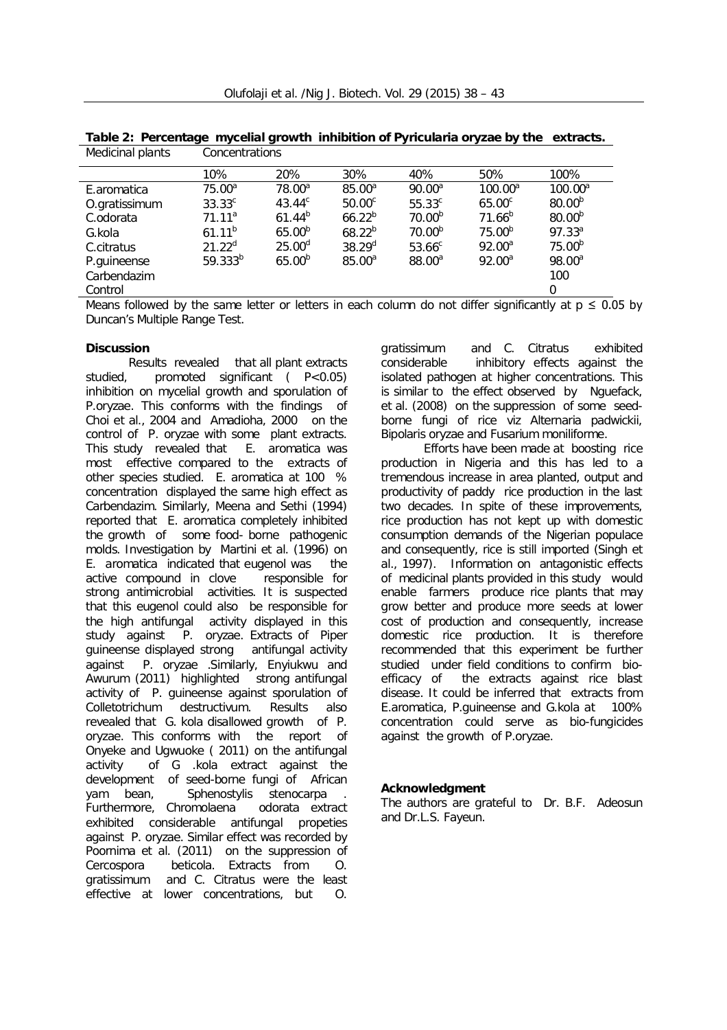**Table 2: Percentage mycelial growth inhibition of Pyricularia oryzae by the extracts.**

| Medicinal plants | Concentrations | | | | | |
|---|---|---|---|---|---|---|
| | 10% | 20% | 30% | 40% | 50% | 100% |
| E.aromatica | 75.00[a] | 78.00[a] | 85.00[a] | 90.00[a] | 100.00[a] | 100.00[a] |
| O.gratissimum | 33.33[c] | 43.44[c] | 50.00[c] | 55.33[c] | 65.00[c] | 80.00[b] |
| C.odorata | 71.11[a] | 61.44[b] | 66.22[b] | 70.00[b] | 71.66[b] | 80.00[b] |
| G.kola | 61.11[b] | 65.00[b] | 68.22[b] | 70.00[b] | 75.00[b] | 97.33[a] |
| C.citratus | 21.22[d] | 25.00[d] | 38.29[d] | 53.66[c] | 92.00[a] | 75.00[b] |
| P.guineense | 59.333[b] | 65.00[b] | 85.00[a] | 88.00[a] | 92.00[a] | 98.00[a] |
| Carbendazim | | | | | | 100 |
| Control | | | | | | 0 |

Means followed by the same letter or letters in each column do not differ significantly at $p \leq 0.05$ by Duncan's Multiple Range Test.

**Discussion**

Results revealed that all plant extracts studied, promoted significant ( P<0.05) inhibition on mycelial growth and sporulation of P.oryzae. This conforms with the findings of Choi et al., 2004 and Amadioha, 2000 on the control of P. oryzae with some plant extracts. This study revealed that E. aromatica was most effective compared to the extracts of other species studied. E. aromatica at 100 % concentration displayed the same high effect as Carbendazim. Similarly, Meena and Sethi (1994) reported that E. aromatica completely inhibited the growth of some food- borne pathogenic molds. Investigation by Martini et al. (1996) on E. aromatica indicated that eugenol was the active compound in clove responsible for strong antimicrobial activities. It is suspected that this eugenol could also be responsible for the high antifungal activity displayed in this study against P. oryzae. Extracts of Piper guineense displayed strong antifungal activity against P. oryzae .Similarly, Enyiukwu and Awurum (2011) highlighted strong antifungal activity of P. guineense against sporulation of Colletotrichum destructivum. Results also revealed that G. kola disallowed growth of P. oryzae. This conforms with the report of Onyeke and Ugwuoke ( 2011) on the antifungal activity of G .kola extract against the development of seed-borne fungi of African yam bean, Sphenostylis stenocarpa . Furthermore, Chromolaena odorata extract exhibited considerable antifungal propeties against P. oryzae. Similar effect was recorded by Poornima et al. (2011) on the suppression of Cercospora beticola. Extracts from O. gratissimum and C. Citratus were the least effective at lower concentrations, but O. gratissimum and C. Citratus exhibited considerable inhibitory effects against the isolated pathogen at higher concentrations. This is similar to the effect observed by Nguefack, et al. (2008) on the suppression of some seed-borne fungi of rice viz Alternaria padwickii, Bipolaris oryzae and Fusarium moniliforme.

Efforts have been made at boosting rice production in Nigeria and this has led to a tremendous increase in area planted, output and productivity of paddy rice production in the last two decades. In spite of these improvements, rice production has not kept up with domestic consumption demands of the Nigerian populace and consequently, rice is still imported (Singh et al., 1997). Information on antagonistic effects of medicinal plants provided in this study would enable farmers produce rice plants that may grow better and produce more seeds at lower cost of production and consequently, increase domestic rice production. It is therefore recommended that this experiment be further studied under field conditions to confirm bio-efficacy of the extracts against rice blast disease. It could be inferred that extracts from E.aromatica, P.guineense and G.kola at 100% concentration could serve as bio-fungicides against the growth of P.oryzae.

**Acknowledgment**

The authors are grateful to Dr. B.F. Adeosun and Dr.L.S. Fayeun.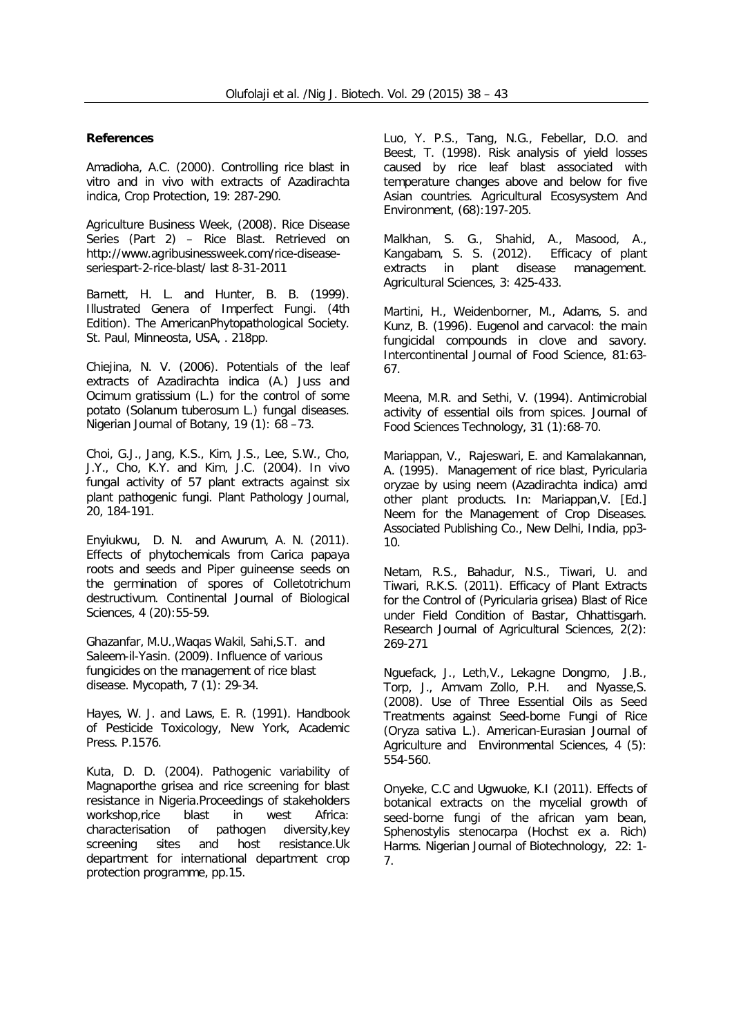**References**

Amadioha, A.C. (2000). Controlling rice blast in vitro and in vivo with extracts of Azadirachta indica, Crop Protection, 19: 287-290.

Agriculture Business Week, (2008). Rice Disease Series (Part 2) – Rice Blast. Retrieved on http://www.agribusinessweek.com/rice-disease-seriespart-2-rice-blast/ last 8-31-2011

Barnett, H. L. and Hunter, B. B. (1999). Illustrated Genera of Imperfect Fungi. (4th Edition). The AmericanPhytopathological Society. St. Paul, Minneosta, USA, . 218pp.

Chiejina, N. V. (2006). Potentials of the leaf extracts of Azadirachta indica (A.) Juss and Ocimum gratissium (L.) for the control of some potato (Solanum tuberosum L.) fungal diseases. Nigerian Journal of Botany, 19 (1): 68 –73.

Choi, G.J., Jang, K.S., Kim, J.S., Lee, S.W., Cho, J.Y., Cho, K.Y. and Kim, J.C. (2004). In vivo fungal activity of 57 plant extracts against six plant pathogenic fungi. Plant Pathology Journal, 20, 184-191.

Enyiukwu, D. N. and Awurum, A. N. (2011). Effects of phytochemicals from Carica papaya roots and seeds and Piper guineense seeds on the germination of spores of Colletotrichum destructivum. Continental Journal of Biological Sciences, 4 (20):55-59.

Ghazanfar, M.U.,Waqas Wakil, Sahi,S.T. and Saleem-il-Yasin. (2009). Influence of various fungicides on the management of rice blast disease. Mycopath, 7 (1): 29-34.

Hayes, W. J. and Laws, E. R. (1991). Handbook of Pesticide Toxicology, New York, Academic Press. P.1576.

Kuta, D. D. (2004). Pathogenic variability of Magnaporthe grisea and rice screening for blast resistance in Nigeria.Proceedings of stakeholders workshop,rice blast in west Africa: characterisation of pathogen diversity,key screening sites and host resistance.Uk department for international department crop protection programme, pp.15.

Luo, Y. P.S., Tang, N.G., Febellar, D.O. and Beest, T. (1998). Risk analysis of yield losses caused by rice leaf blast associated with temperature changes above and below for five Asian countries. Agricultural Ecosysystem And Environment, (68):197-205.

Malkhan, S. G., Shahid, A., Masood, A., Kangabam, S. S. (2012). Efficacy of plant extracts in plant disease management. Agricultural Sciences, 3: 425-433.

Martini, H., Weidenborner, M., Adams, S. and Kunz, B. (1996). Eugenol and carvacol: the main fungicidal compounds in clove and savory. Intercontinental Journal of Food Science, 81:63-67.

Meena, M.R. and Sethi, V. (1994). Antimicrobial activity of essential oils from spices. Journal of Food Sciences Technology, 31 (1):68-70.

Mariappan, V., Rajeswari, E. and Kamalakannan, A. (1995). Management of rice blast, Pyricularia oryzae by using neem (Azadirachta indica) amd other plant products. In: Mariappan,V. [Ed.] Neem for the Management of Crop Diseases. Associated Publishing Co., New Delhi, India, pp3-10.

Netam, R.S., Bahadur, N.S., Tiwari, U. and Tiwari, R.K.S. (2011). Efficacy of Plant Extracts for the Control of (Pyricularia grisea) Blast of Rice under Field Condition of Bastar, Chhattisgarh. Research Journal of Agricultural Sciences, 2(2): 269-271

Nguefack, J., Leth,V., Lekagne Dongmo, J.B., Torp, J., Amvam Zollo, P.H. and Nyasse,S. (2008). Use of Three Essential Oils as Seed Treatments against Seed-borne Fungi of Rice (Oryza sativa L.). American-Eurasian Journal of Agriculture and Environmental Sciences, 4 (5): 554-560.

Onyeke, C.C and Ugwuoke, K.I (2011). Effects of botanical extracts on the mycelial growth of seed-borne fungi of the african yam bean, Sphenostylis stenocarpa (Hochst ex a. Rich) Harms. Nigerian Journal of Biotechnology, 22: 1-7.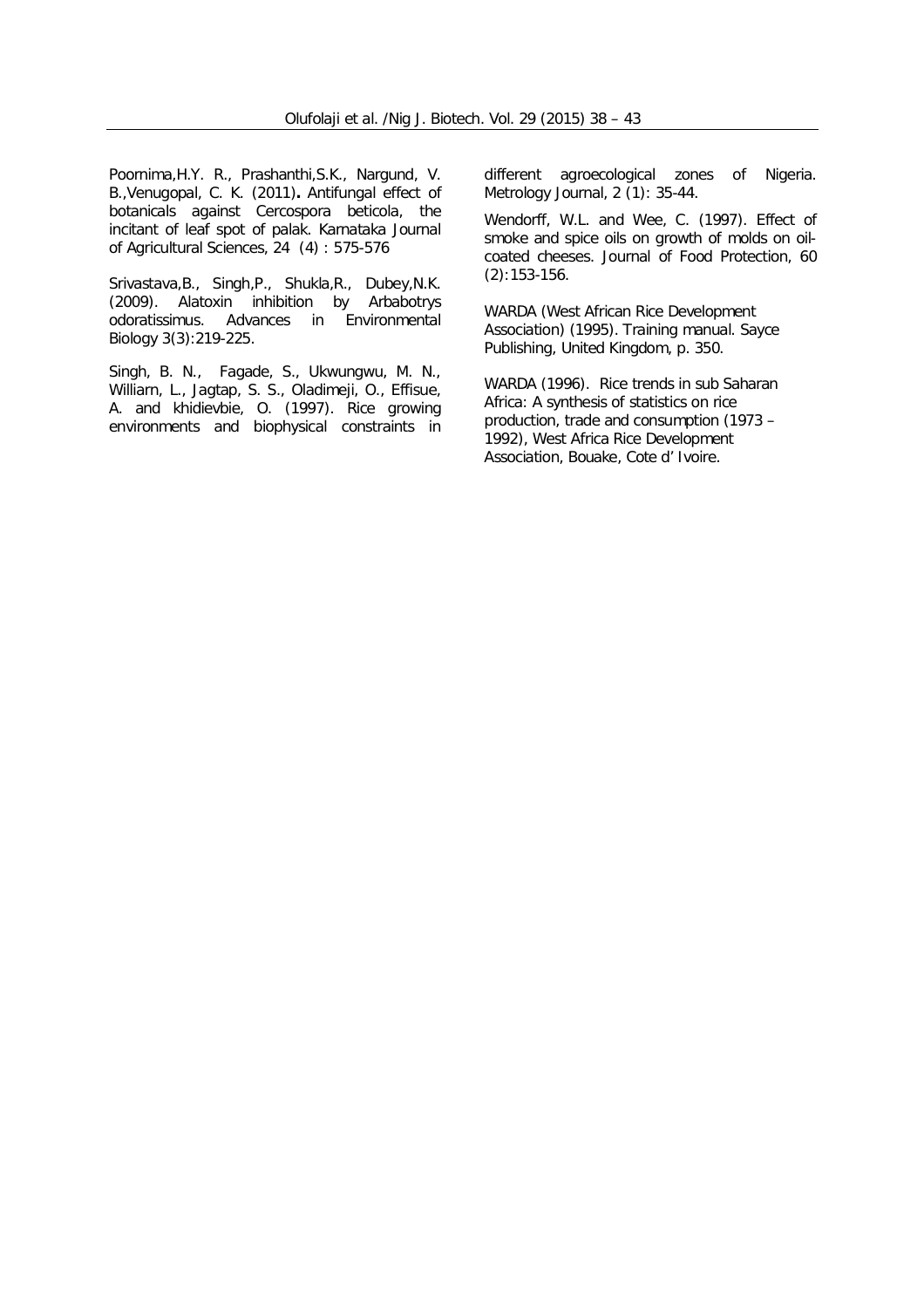Poornima,H.Y. R., Prashanthi,S.K., Nargund, V. B.,Venugopal, C. K. (2011)**.** Antifungal effect of botanicals against Cercospora beticola, the incitant of leaf spot of palak. Karnataka Journal of Agricultural Sciences, 24 (4) : 575-576

Srivastava,B., Singh,P., Shukla,R., Dubey,N.K. (2009). Alatoxin inhibition by Arbabotrys odoratissimus. Advances in Environmental Biology 3(3):219-225.

Singh, B. N., Fagade, S., Ukwungwu, M. N., Williarn, L., Jagtap, S. S., Oladimeji, O., Effisue, A. and khidievbie, O. (1997). Rice growing environments and biophysical constraints in different agroecological zones of Nigeria. Metrology Journal, 2 (1): 35-44.

Wendorff, W.L. and Wee, C. (1997). Effect of smoke and spice oils on growth of molds on oil-coated cheeses. Journal of Food Protection, 60 (2):153-156.

WARDA (West African Rice Development Association) (1995). Training manual. Sayce Publishing, United Kingdom, p. 350.

WARDA (1996). Rice trends in sub Saharan Africa: A synthesis of statistics on rice production, trade and consumption (1973 – 1992), West Africa Rice Development Association, Bouake, Cote d' Ivoire.